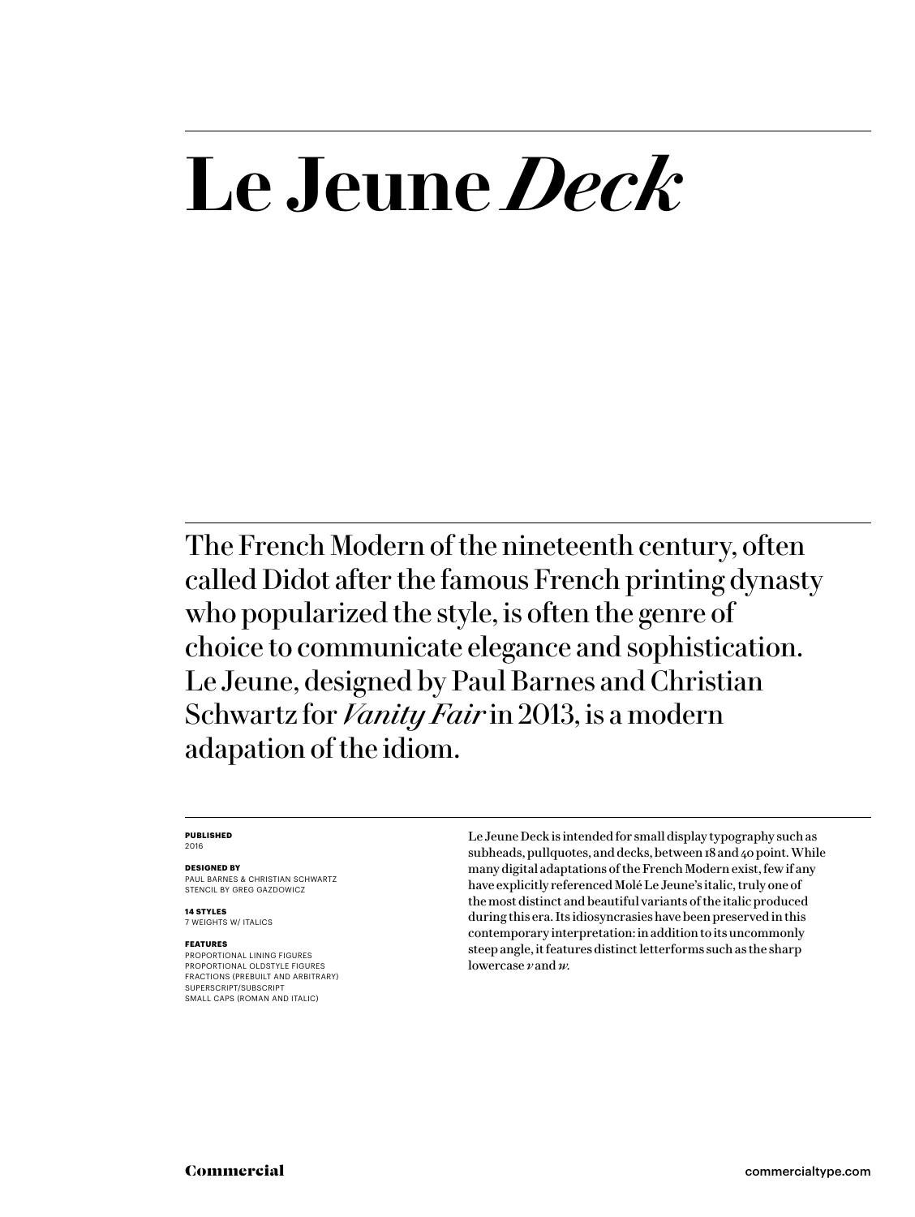# Le Jeune *Deck*

The French Modern of the nineteenth century, often called Didot after the famous French printing dynasty who popularized the style, is often the genre of choice to communicate elegance and sophistication. Le Jeune, designed by Paul Barnes and Christian Schwartz for *Vanity Fair* in 2013, is a modern adapation of the idiom.

**PUBLISHED**
2016

**DESIGNED BY**
PAUL BARNES & CHRISTIAN SCHWARTZ
STENCIL BY GREG GAZDOWICZ

**14 STYLES**
7 WEIGHTS W/ ITALICS

**FEATURES**
PROPORTIONAL LINING FIGURES
PROPORTIONAL OLDSTYLE FIGURES
FRACTIONS (PREBUILT AND ARBITRARY)
SUPERSCRIPT/SUBSCRIPT
SMALL CAPS (ROMAN AND ITALIC)

Le Jeune Deck is intended for small display typography such as subheads, pullquotes, and decks, between 18 and 40 point. While many digital adaptations of the French Modern exist, few if any have explicitly referenced Molé Le Jeune's italic, truly one of the most distinct and beautiful variants of the italic produced during this era. Its idiosyncrasies have been preserved in this contemporary interpretation: in addition to its uncommonly steep angle, it features distinct letterforms such as the sharp lowercase *v* and *w*.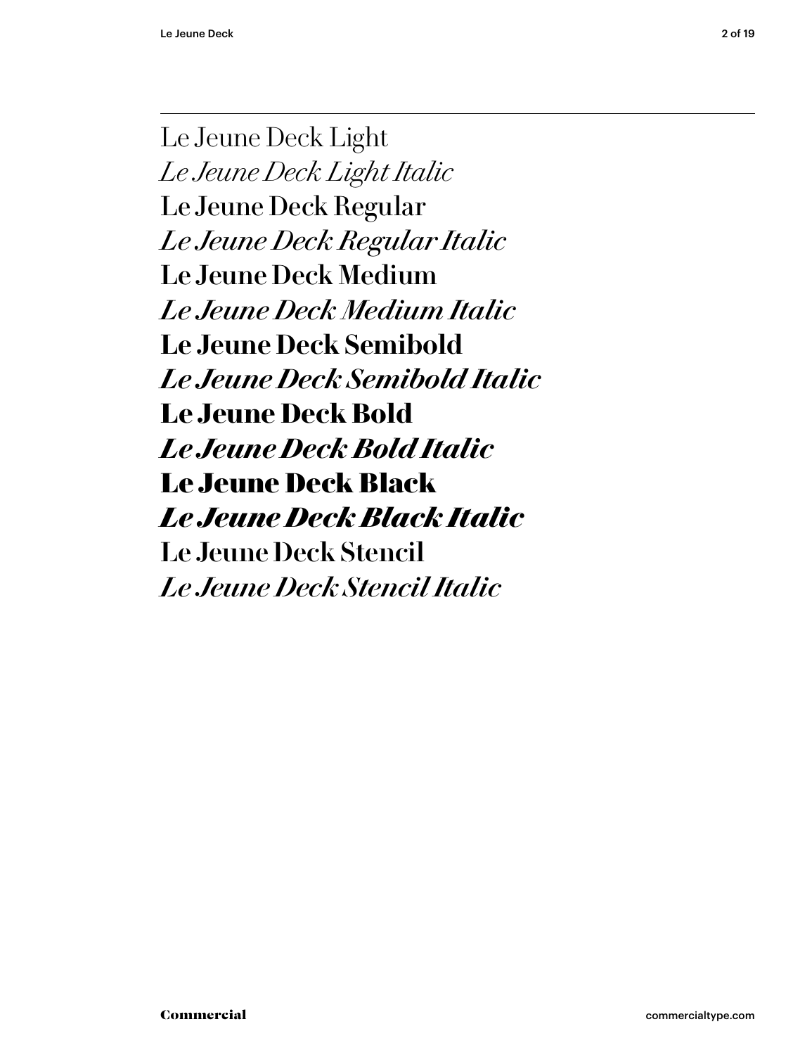Le Jeune Deck Light
*Le Jeune Deck Light Italic*
Le Jeune Deck Regular
*Le Jeune Deck Regular Italic*
**Le Jeune Deck Medium**
***Le Jeune Deck Medium Italic***
**Le Jeune Deck Semibold**
***Le Jeune Deck Semibold Italic***
**Le Jeune Deck Bold**
***Le Jeune Deck Bold Italic***
**Le Jeune Deck Black**
***Le Jeune Deck Black Italic***
Le Jeune Deck Stencil
*Le Jeune Deck Stencil Italic*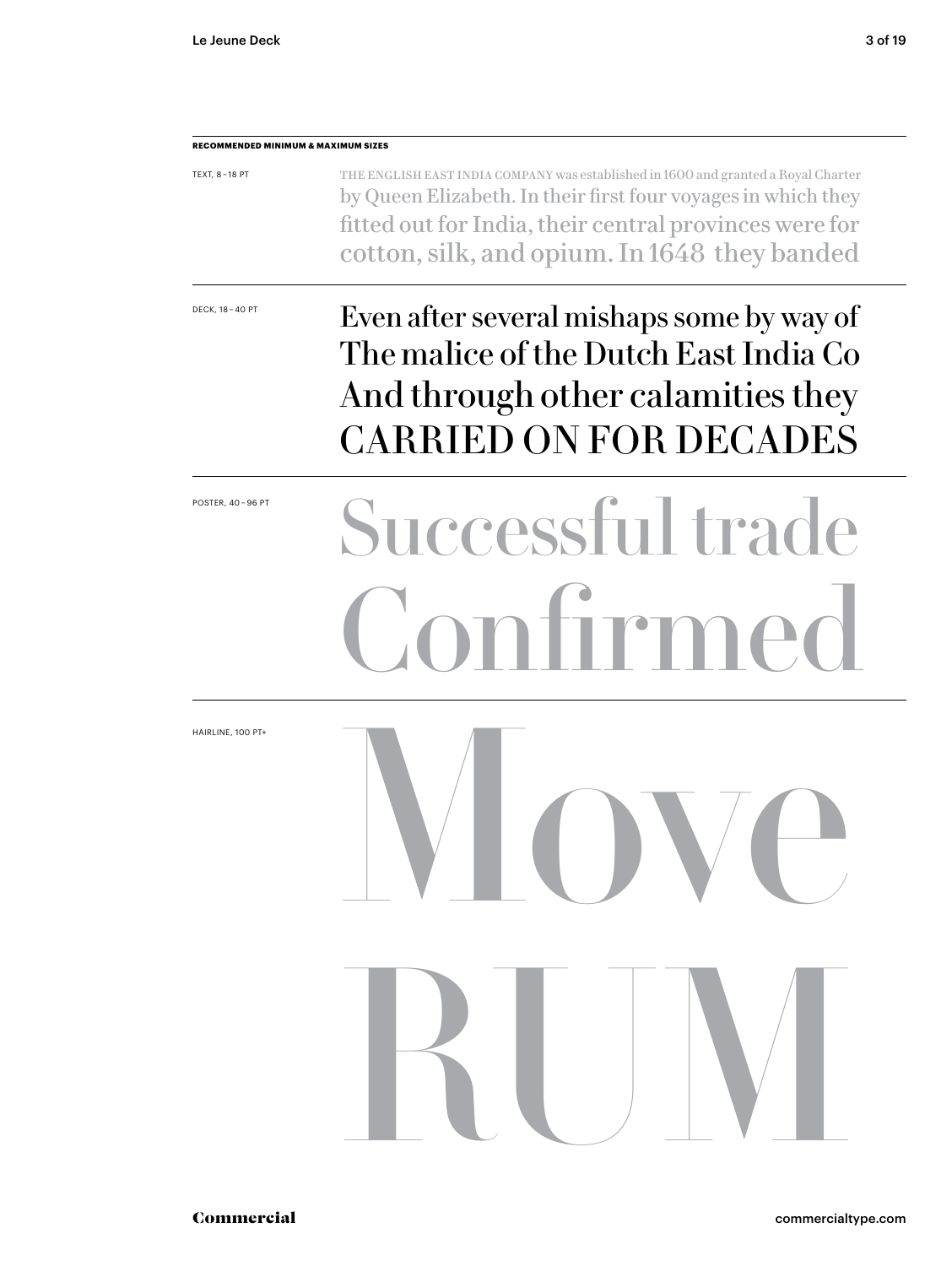**RECOMMENDED MINIMUM & MAXIMUM SIZES**

TEXT, 8 – 18 PT

THE ENGLISH EAST INDIA COMPANY was established in 1600 and granted a Royal Charter by Queen Elizabeth. In their first four voyages in which they fitted out for India, their central provinces were for cotton, silk, and opium. In 1648 they banded

DECK, 18 – 40 PT

Even after several mishaps some by way of The malice of the Dutch East India Co And through other calamities they CARRIED ON FOR DECADES

POSTER, 40 – 96 PT

Successful trade Confirmed

HAIRLINE, 100 PT+

Move RUM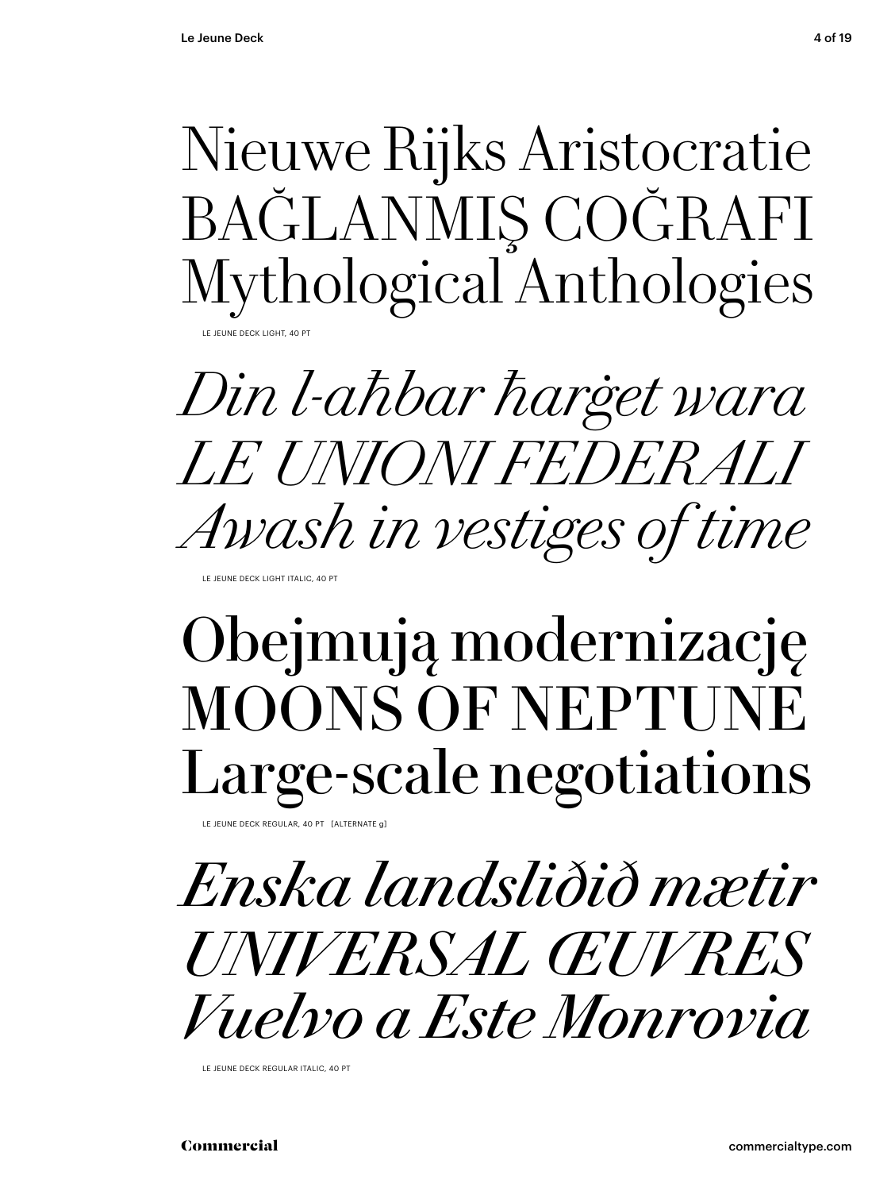Nieuwe Rijks Aristocratie
BAĞLANMIŞ COĞRAFI
Mythological Anthologies

LE JEUNE DECK LIGHT, 40 PT

*Din l-aħbar ħarġet wara*
*LE UNIONI FEDERALI*
*Awash in vestiges of time*

LE JEUNE DECK LIGHT ITALIC, 40 PT

Obejmują modernizację
MOONS OF NEPTUNE
Large-scale negotiations

LE JEUNE DECK REGULAR, 40 PT [ALTERNATE g]

*Enska landsliðið mætir*
*UNIVERSAL ŒUVRES*
*Vuelvo a Este Monrovia*

LE JEUNE DECK REGULAR ITALIC, 40 PT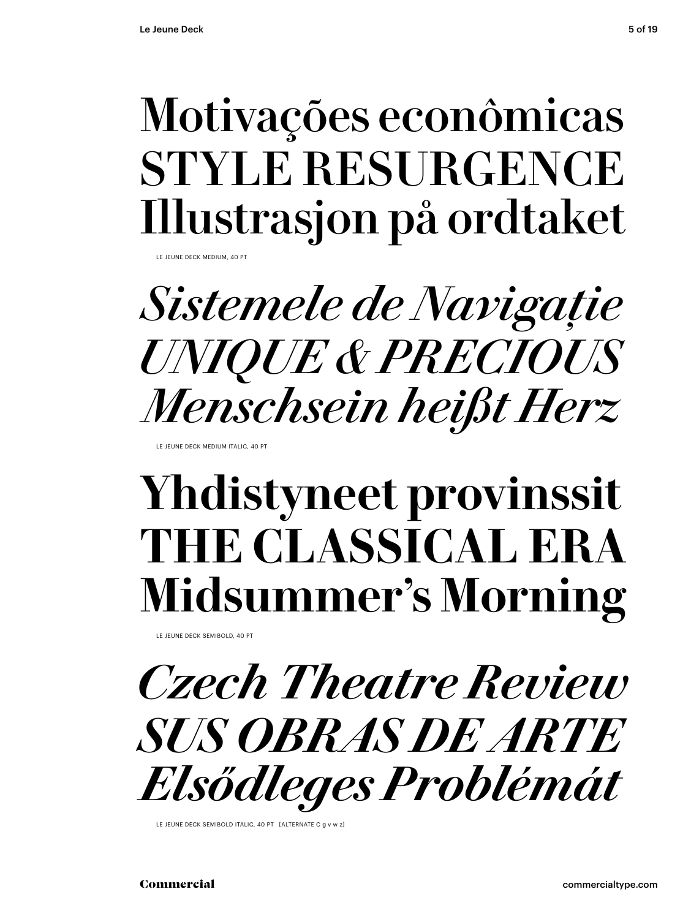Motivações econômicas
STYLE RESURGENCE
Illustrasjon på ordtaket

LE JEUNE DECK MEDIUM, 40 PT

*Sistemele de Navigație*
*UNIQUE & PRECIOUS*
*Menschsein heißt Herz*

LE JEUNE DECK MEDIUM ITALIC, 40 PT

**Yhdistyneet provinssit**
**THE CLASSICAL ERA**
**Midsummer's Morning**

LE JEUNE DECK SEMIBOLD, 40 PT

***Czech Theatre Review***
***SUS OBRAS DE ARTE***
***Elsődleges Problémát***

LE JEUNE DECK SEMIBOLD ITALIC, 40 PT [ALTERNATE C g v w z]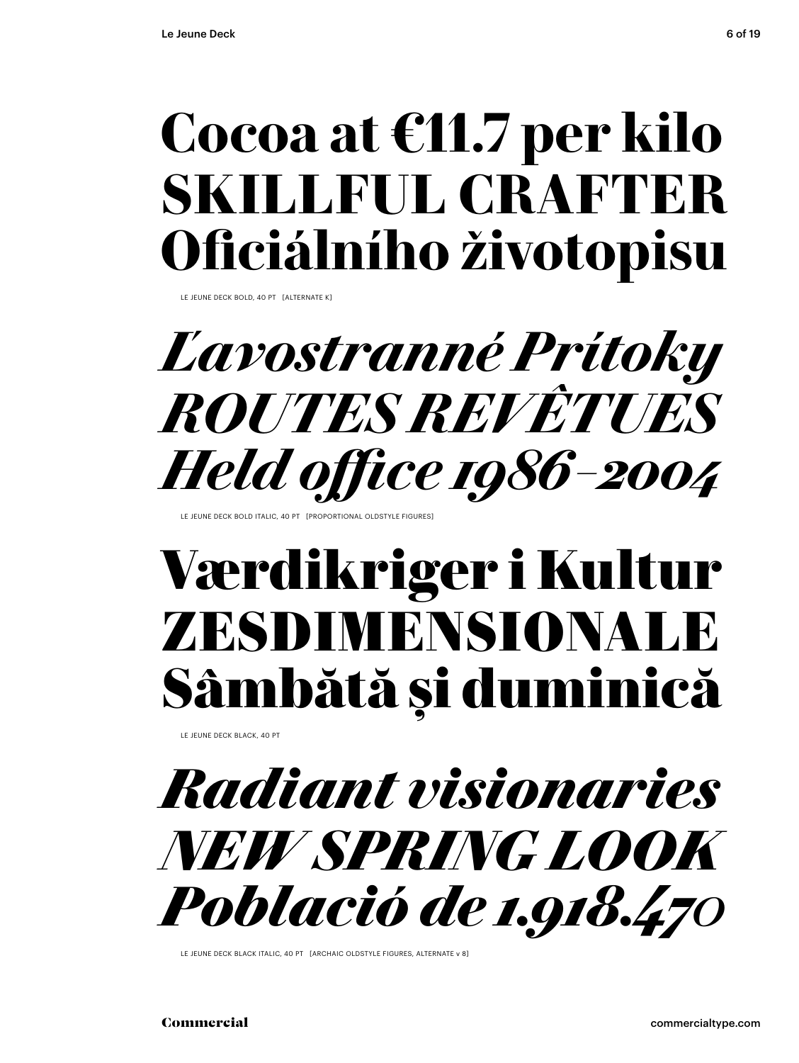**Cocoa at €11.7 per kilo**
**SKILLFUL CRAFTER**
**Oficiálního životopisu**

LE JEUNE DECK BOLD, 40 PT [ALTERNATE K]

***Ľavostranné Prítoky***
***ROUTES REVÊTUES***
***Held office 1986–2004***

LE JEUNE DECK BOLD ITALIC, 40 PT [PROPORTIONAL OLDSTYLE FIGURES]

**Værdikriger i Kultur**
**ZESDIMENSIONALE**
**Sâmbătă și duminică**

LE JEUNE DECK BLACK, 40 PT

***Radiant visionaries***
***NEW SPRING LOOK***
***Població de 1.918.470***

LE JEUNE DECK BLACK ITALIC, 40 PT [ARCHAIC OLDSTYLE FIGURES, ALTERNATE v 8]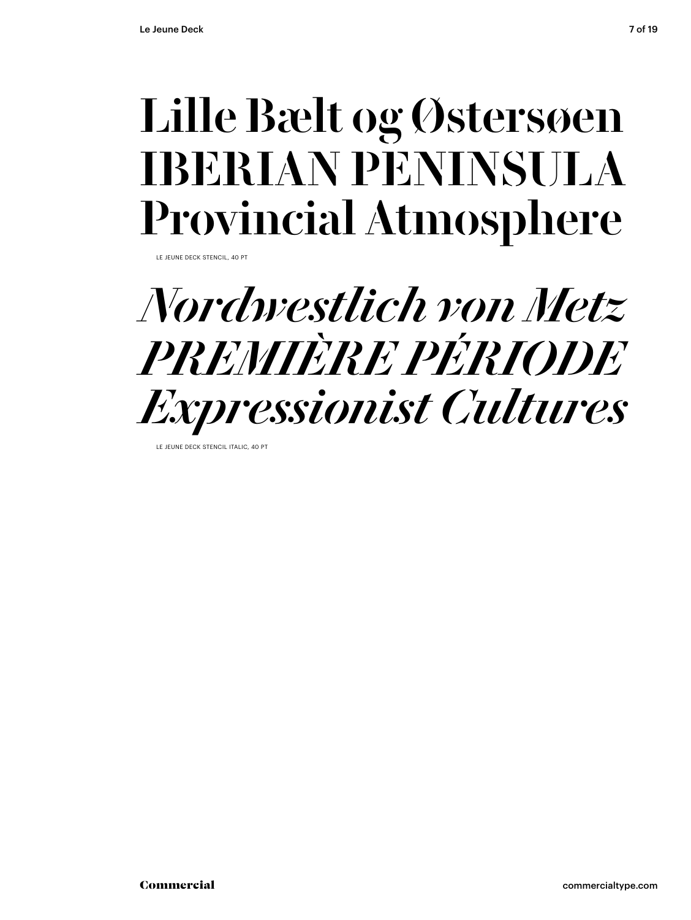# Lille Bælt og Østersøen
# IBERIAN PENINSULA
# Provincial Atmosphere

LE JEUNE DECK STENCIL, 40 PT

# *Nordwestlich von Metz*
# *PREMIÈRE PÉRIODE*
# *Expressionist Cultures*

LE JEUNE DECK STENCIL ITALIC, 40 PT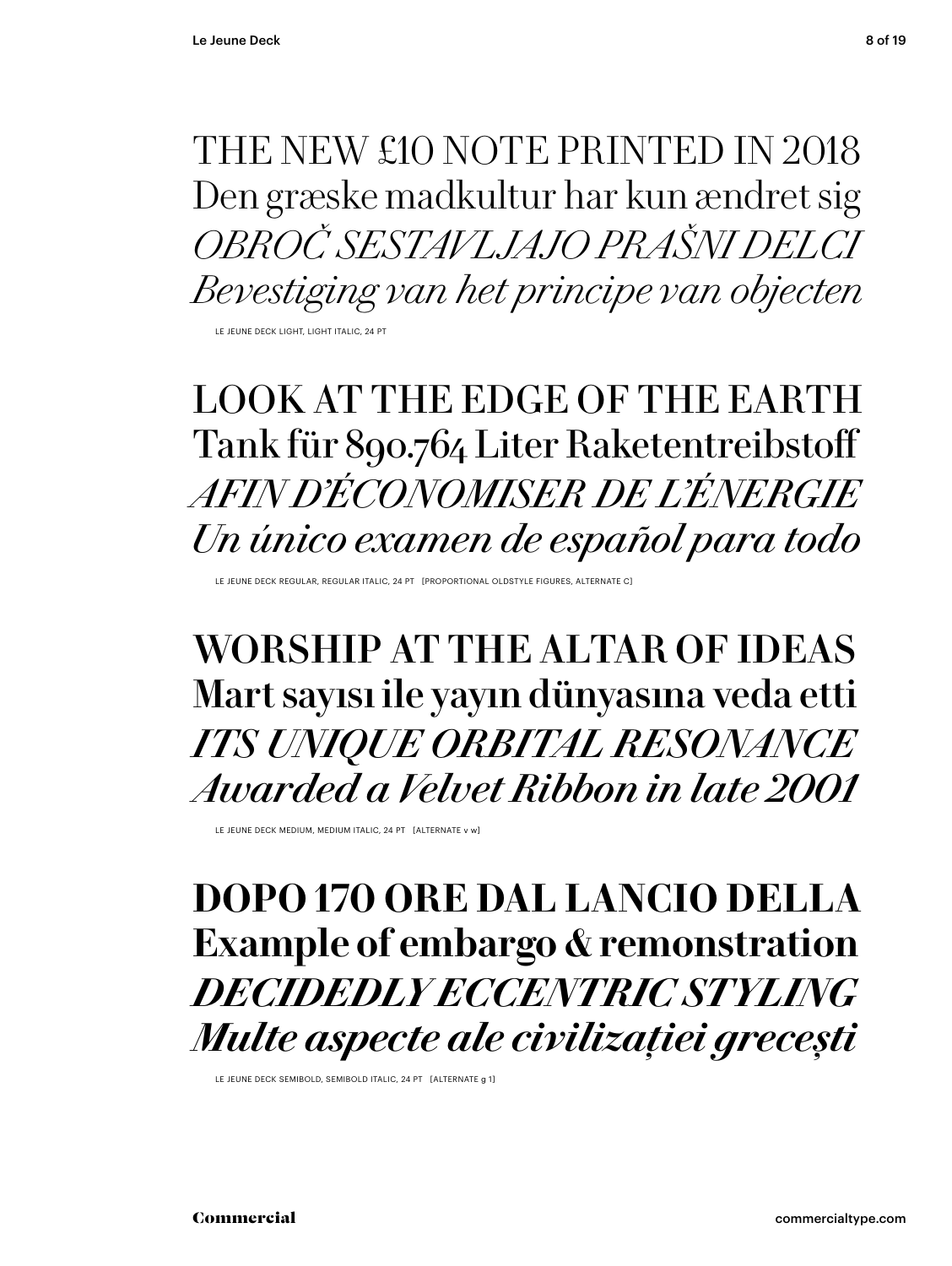THE NEW £10 NOTE PRINTED IN 2018
Den græske madkultur har kun ændret sig
*OBROČ SESTAVLJAJO PRAŠNI DELCI*
*Bevestiging van het principe van objecten*

LE JEUNE DECK LIGHT, LIGHT ITALIC, 24 PT

LOOK AT THE EDGE OF THE EARTH
Tank für 890.764 Liter Raketentreibstoff
*AFIN D'ÉCONOMISER DE L'ÉNERGIE*
*Un único examen de español para todo*

LE JEUNE DECK REGULAR, REGULAR ITALIC, 24 PT [PROPORTIONAL OLDSTYLE FIGURES, ALTERNATE C]

**WORSHIP AT THE ALTAR OF IDEAS**
**Mart sayısı ile yayın dünyasına veda etti**
***ITS UNIQUE ORBITAL RESONANCE***
***Awarded a Velvet Ribbon in late 2001***

LE JEUNE DECK MEDIUM, MEDIUM ITALIC, 24 PT [ALTERNATE v w]

**DOPO 170 ORE DAL LANCIO DELLA**
**Example of embargo & remonstration**
***DECIDEDLY ECCENTRIC STYLING***
***Multe aspecte ale civilizației grecești***

LE JEUNE DECK SEMIBOLD, SEMIBOLD ITALIC, 24 PT [ALTERNATE g 1]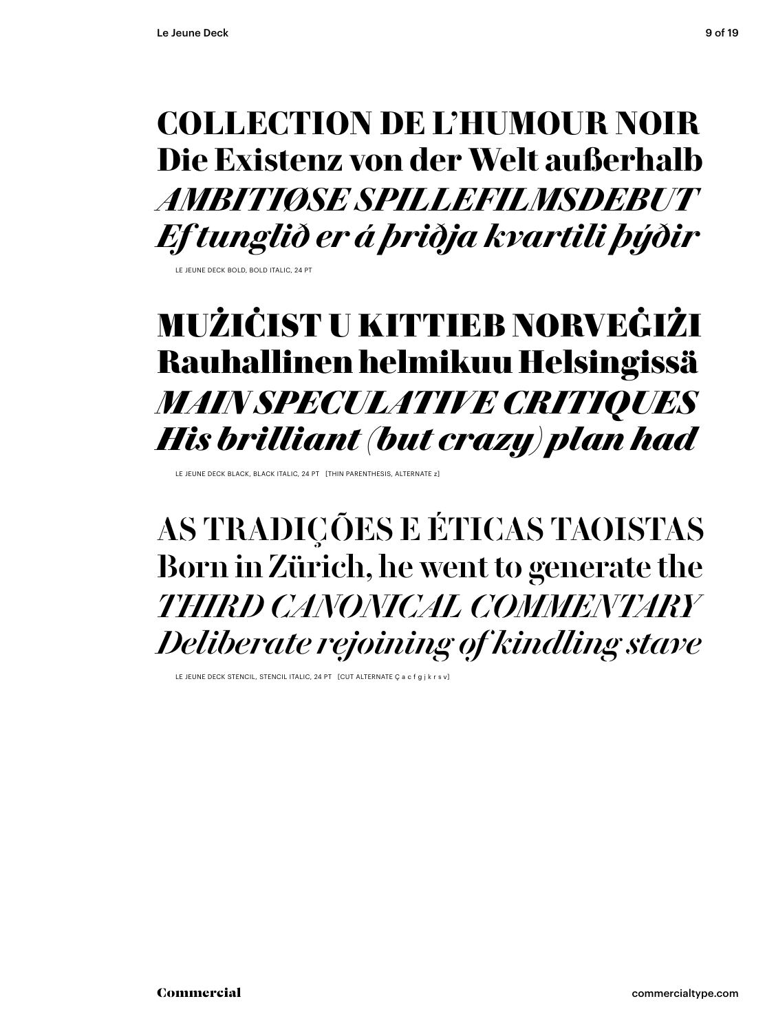**COLLECTION DE L'HUMOUR NOIR**
**Die Existenz von der Welt außerhalb**
***AMBITIØSE SPILLEFILMSDEBUT***
***Ef tunglið er á þriðja kvartili þýðir***

LE JEUNE DECK BOLD, BOLD ITALIC, 24 PT

**MUŻIĊIST U KITTIEB NORVEĠIŻI**
**Rauhallinen helmikuu Helsingissä**
***MAIN SPECULATIVE CRITIQUES***
***His brilliant (but crazy) plan had***

LE JEUNE DECK BLACK, BLACK ITALIC, 24 PT [THIN PARENTHESIS, ALTERNATE z]

AS TRADIÇÕES E ÉTICAS TAOISTAS
Born in Zürich, he went to generate the
*THIRD CANONICAL COMMENTARY*
*Deliberate rejoining of kindling stave*

LE JEUNE DECK STENCIL, STENCIL ITALIC, 24 PT [CUT ALTERNATE Ç a c f g j k r s v]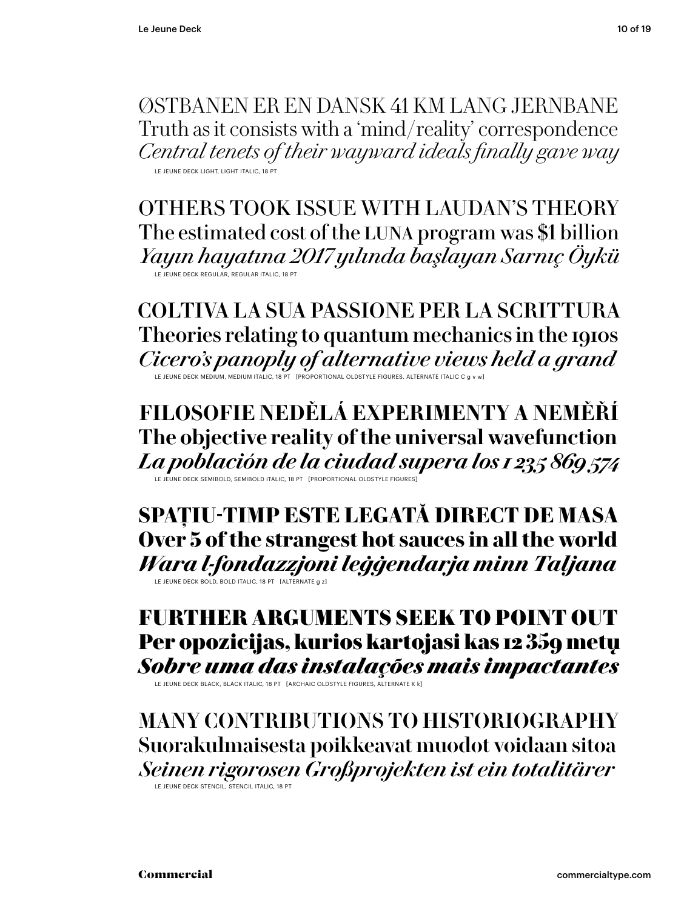ØSTBANEN ER EN DANSK 41 KM LANG JERNBANE
Truth as it consists with a 'mind/reality' correspondence
*Central tenets of their wayward ideals finally gave way*

LE JEUNE DECK LIGHT, LIGHT ITALIC, 18 PT

OTHERS TOOK ISSUE WITH LAUDAN'S THEORY
The estimated cost of the LUNA program was $1 billion
*Yayın hayatına 2017 yılında başlayan Sarnıç Öykü*

LE JEUNE DECK REGULAR, REGULAR ITALIC, 18 PT

COLTIVA LA SUA PASSIONE PER LA SCRITTURA
Theories relating to quantum mechanics in the 1910s
*Cicero's panoply of alternative views held a grand*

LE JEUNE DECK MEDIUM, MEDIUM ITALIC, 18 PT [PROPORTIONAL OLDSTYLE FIGURES, ALTERNATE ITALIC C g v w]

**FILOSOFIE NEDĚLÁ EXPERIMENTY A NEMĚŘÍ**
**The objective reality of the universal wavefunction**
***La población de la ciudad supera los 1 235 869 574***

LE JEUNE DECK SEMIBOLD, SEMIBOLD ITALIC, 18 PT [PROPORTIONAL OLDSTYLE FIGURES]

**SPAȚIU-TIMP ESTE LEGATĂ DIRECT DE MASA**
**Over 5 of the strangest hot sauces in all the world**
***Wara l-fondazzjoni leġġendarja minn Taljana***

LE JEUNE DECK BOLD, BOLD ITALIC, 18 PT [ALTERNATE g z]

**FURTHER ARGUMENTS SEEK TO POINT OUT**
**Per opozicijas, kurios kartojasi kas 12 359 metų**
***Sobre uma das instalações mais impactantes***

LE JEUNE DECK BLACK, BLACK ITALIC, 18 PT [ARCHAIC OLDSTYLE FIGURES, ALTERNATE K k]

MANY CONTRIBUTIONS TO HISTORIOGRAPHY
Suorakulmaisesta poikkeavat muodot voidaan sitoa
*Seinen rigorosen Großprojekten ist ein totalitärer*

LE JEUNE DECK STENCIL, STENCIL ITALIC, 18 PT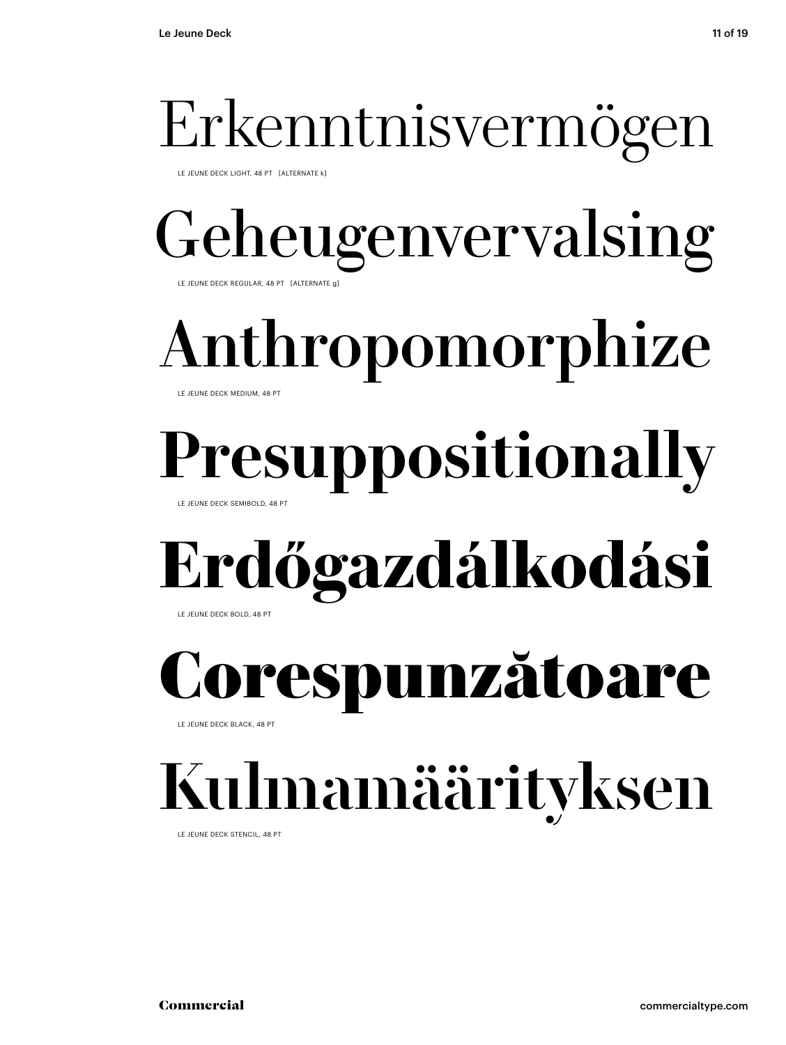Erkenntnisvermögen

LE JEUNE DECK LIGHT, 48 PT [ALTERNATE k]

Geheugenvervalsing

LE JEUNE DECK REGULAR, 48 PT [ALTERNATE g]

Anthropomorphize

LE JEUNE DECK MEDIUM, 48 PT

**Presuppositionally**

LE JEUNE DECK SEMIBOLD, 48 PT

**Erdőgazdálkodási**

LE JEUNE DECK BOLD, 48 PT

**Corespunzătoare**

LE JEUNE DECK BLACK, 48 PT

**Kulmamäärityksen**

LE JEUNE DECK STENCIL, 48 PT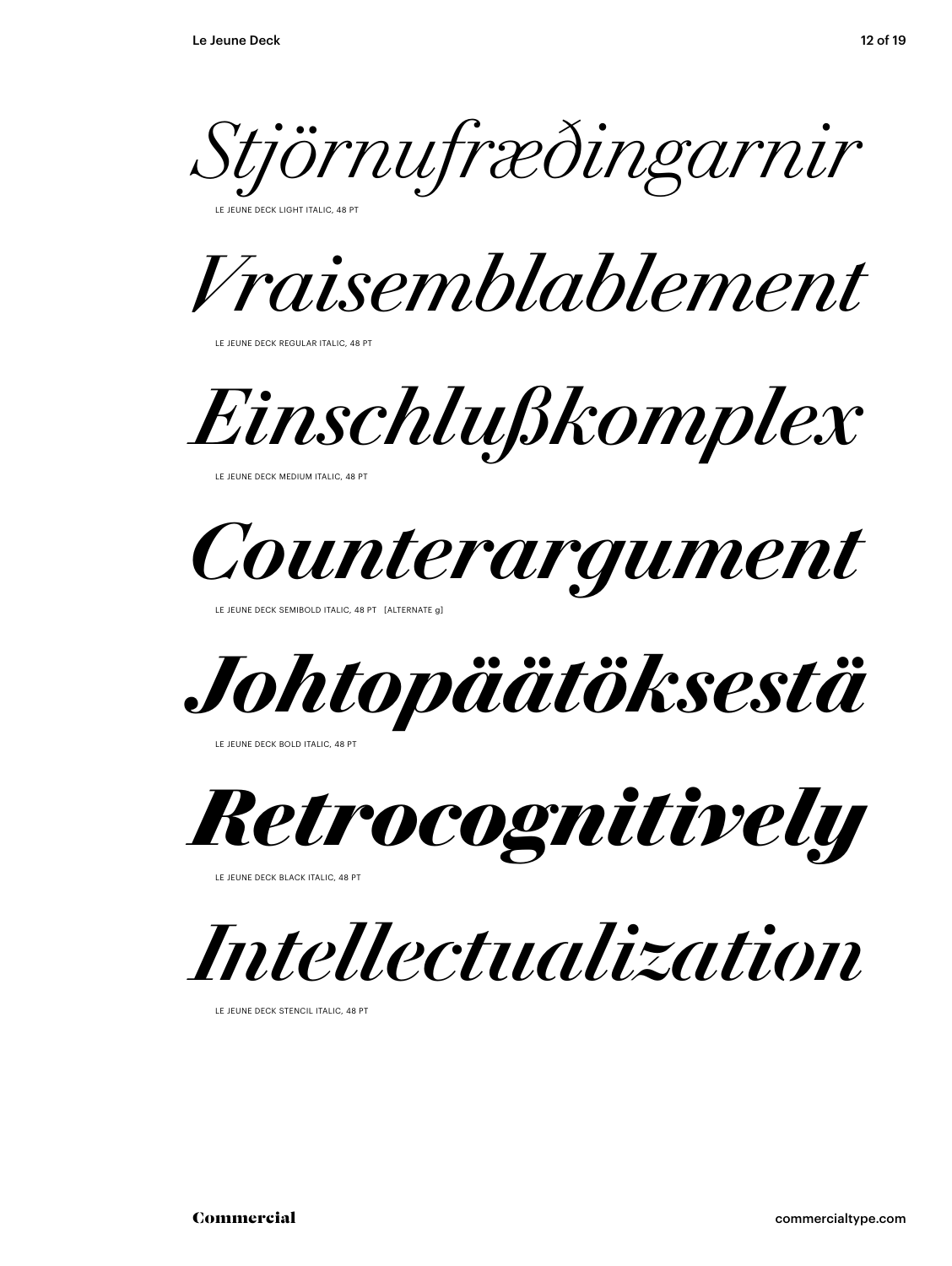*Stjörnufræðingarnir*

LE JEUNE DECK LIGHT ITALIC, 48 PT

*Vraisemblablement*

LE JEUNE DECK REGULAR ITALIC, 48 PT

*Einschlußkomplex*

LE JEUNE DECK MEDIUM ITALIC, 48 PT

*Counterargument*

LE JEUNE DECK SEMIBOLD ITALIC, 48 PT [ALTERNATE g]

***Johtopäätöksestä***

LE JEUNE DECK BOLD ITALIC, 48 PT

***Retrocognitively***

LE JEUNE DECK BLACK ITALIC, 48 PT

*Intellectualization*

LE JEUNE DECK STENCIL ITALIC, 48 PT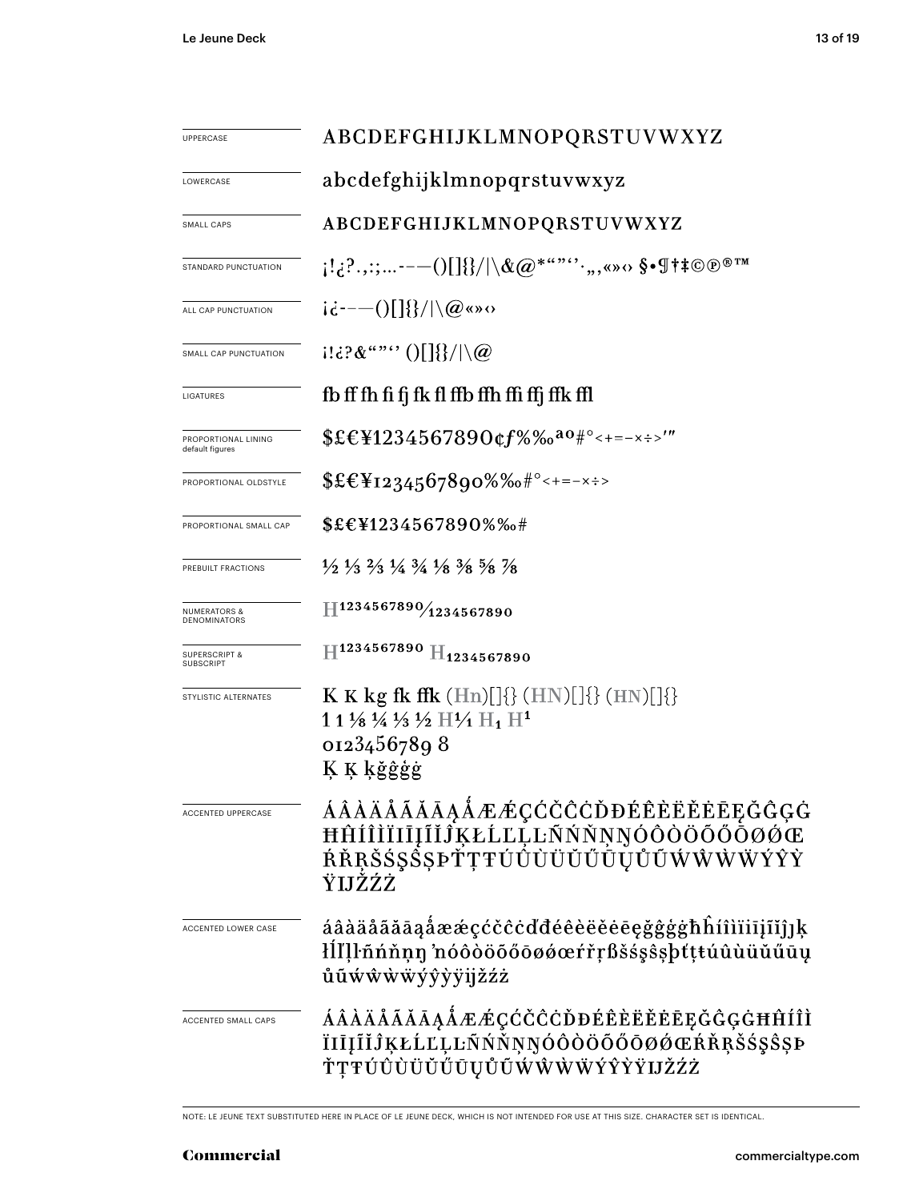| | |
|---|---|
| UPPERCASE | ABCDEFGHIJKLMNOPQRSTUVWXYZ |
| LOWERCASE | abcdefghijklmnopqrstuvwxyz |
| SMALL CAPS | ABCDEFGHIJKLMNOPQRSTUVWXYZ |
| STANDARD PUNCTUATION | ¡!¿?.,:;...-–—()[]{}/\|\&@*""''·„‚«»‹› §•¶†‡©℗®™ |
| ALL CAP PUNCTUATION | ¡¿-–—()[]{}/\|\@«»‹› |
| SMALL CAP PUNCTUATION | ¡!¿?&""'' ()[]{}/\|\@ |
| LIGATURES | fb ff fh fi fj fk fl ffb ffh ffi ffj ffk ffl |
| PROPORTIONAL LINING default figures | $£€¥1234567890¢ƒ%‰ªº#°<+=−×÷>′″ |
| PROPORTIONAL OLDSTYLE | $£€¥1234567890%‰#°<+=−×÷> |
| PROPORTIONAL SMALL CAP | $£€¥1234567890%‰# |
| PREBUILT FRACTIONS | ½ ⅓ ⅔ ¼ ¾ ⅛ ⅜ ⅝ ⅞ |
| NUMERATORS & DENOMINATORS | $H^{1234567890}/_{1234567890}$ |
| SUPERSCRIPT & SUBSCRIPT | $H^{1234567890}$ $H_{1234567890}$ |
| STYLISTIC ALTERNATES | K K kg fk ffk (Hn)[]{} (HN)[]{} (HN)[]{} 1 1 ⅛ ¼ ⅓ ½ H1⁄1 $H_1$ $H^1$ 0123456789 8 Ķ Ķ ķğĝģġ |
| ACCENTED UPPERCASE | ÁÂÀÄÅÃĂĀĄǺÆǼÇĆČĈĊĎĐÉÊÈËĚĖĒĘĞĜĢĠĦĤÍÎÌÏİĪĮĨĬĴĶŁĹĽĻĿÑŃŇŅŊÓÔÒÖÕŐŌØǾŒŔŘŖŠŚŞŜȘÞŤŢŦÚÛÙÜŬŰŪŲŮŨẂŴẀẄÝŶỲŸĲŽŹŻ |
| ACCENTED LOWER CASE | áâàäåãăāąǻæǽçćčĉċďđéêèëěėēęğĝģġħĥíîìïiīįĩĭĵķłĺľļŀñńňņŋʼnóôòöõőōøǿœŕřŗßšśşŝșþťţŧúûùüŭűūųůũẃŵẁẅýŷỳÿĳžźż |
| ACCENTED SMALL CAPS | ÁÂÀÄÅÃĂĀĄǺÆǼÇĆČĈĊĎĐÉÊÈËĚĖĒĘĞĜĢĠĦĤÍÎÌÏİĪĮĨĬĴĶŁĹĽĻĿÑŃŇŅŊÓÔÒÖÕŐŌØǾŒŔŘŖŠŚŞŜȘÞŤŢŦÚÛÙÜŬŰŪŲŮŨẂŴẀẄÝŶỲŸĲŽŹŻ |

NOTE: LE JEUNE TEXT SUBSTITUTED HERE IN PLACE OF LE JEUNE DECK, WHICH IS NOT INTENDED FOR USE AT THIS SIZE. CHARACTER SET IS IDENTICAL.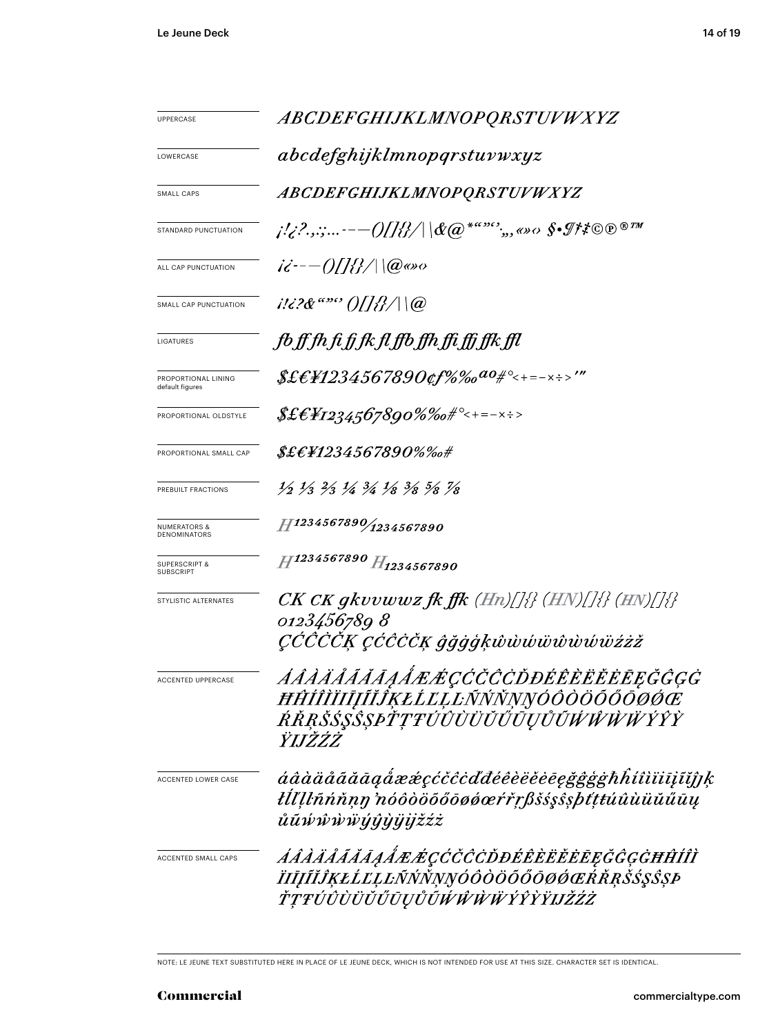| | |
|---|---|
| UPPERCASE | ABCDEFGHIJKLMNOPQRSTUVWXYZ |
| LOWERCASE | abcdefghijklmnopqrstuvwxyz |
| SMALL CAPS | ABCDEFGHIJKLMNOPQRSTUVWXYZ |
| STANDARD PUNCTUATION | ¡!¿?.,:;...-–—()[]{}/\|\&@*“”‘’·,„‚«»‹› §•¶†‡©℗®™ |
| ALL CAP PUNCTUATION | ¡¿-–—()[]{}/\|\@«»‹› |
| SMALL CAP PUNCTUATION | ¡!¿?&“”‘’ ()[]{}/\|\@ |
| LIGATURES | fb ff fh fi fj fk fl ffb ffh ffi ffj ffk ffl |
| PROPORTIONAL LINING default figures | $£€¥1234567890¢ƒ%‰ªº#°<+=−×÷>′″ |
| PROPORTIONAL OLDSTYLE | $£€¥1234567890%‰#°<+=−×÷> |
| PROPORTIONAL SMALL CAP | $£€¥1234567890%‰# |
| PREBUILT FRACTIONS | ½ ⅓ ⅔ ¼ ¾ ⅛ ⅜ ⅝ ⅞ |
| NUMERATORS & DENOMINATORS | H1234567890⁄1234567890 |
| SUPERSCRIPT & SUBSCRIPT | H1234567890 H1234567890 |
| STYLISTIC ALTERNATES | CK CK gkvvwwz fk ffk (Hn)[]{} (HN)[]{} (HN)[]{} 0123456789 8 ÇĆĈČĊĶ ÇĆĈČĊĶ ĝğġģķŵẁẃẅŵẁẃẅźżž |
| ACCENTED UPPERCASE | ÁÂÀÄÅÃĂĀĄǺÆǼÇĆČĈĊĎĐÉÊÈËĚĖĒĘĞĜĢĠĦĤÍÎÌÏIĪĮĨĬĴĶŁĹĽĻĿÑŃŇŅŊÓÔÒÖÕŐŌØǾŒŔŘŖŠŚŞŜȘÞŤŢŦÚÛÙÜŬŰŪŲŮŨẂŴẀẄÝŶỲŸĲŽŹŻ |
| ACCENTED LOWER CASE | áâàäåãăāąǻæǽçćčĉċďđéêèëěėēęğĝģġħĥíîìïiīįĩĭĵķłĺľļŀñńňņŋŉóôòöõőōøǿœŕřŗßšśşŝșþťţŧúûùüŭűūųůũẃŵẁẅýŷỳÿĳžźż |
| ACCENTED SMALL CAPS | ÁÂÀÄÅÃĂĀĄǺÆǼÇĆČĈĊĎĐÉÊÈËĚĖĒĘĞĜĢĠĦĤÍÎÌÏIĪĮĨĬĴĶŁĹĽĻĿÑŃŇŅŊÓÔÒÖÕŐŌØǾŒŔŘŖŠŚŞŜȘÞŤŢŦÚÛÙÜŬŰŪŲŮŨẂŴẀẄÝŶỲŸĲŽŹŻ |

NOTE: LE JEUNE TEXT SUBSTITUTED HERE IN PLACE OF LE JEUNE DECK, WHICH IS NOT INTENDED FOR USE AT THIS SIZE. CHARACTER SET IS IDENTICAL.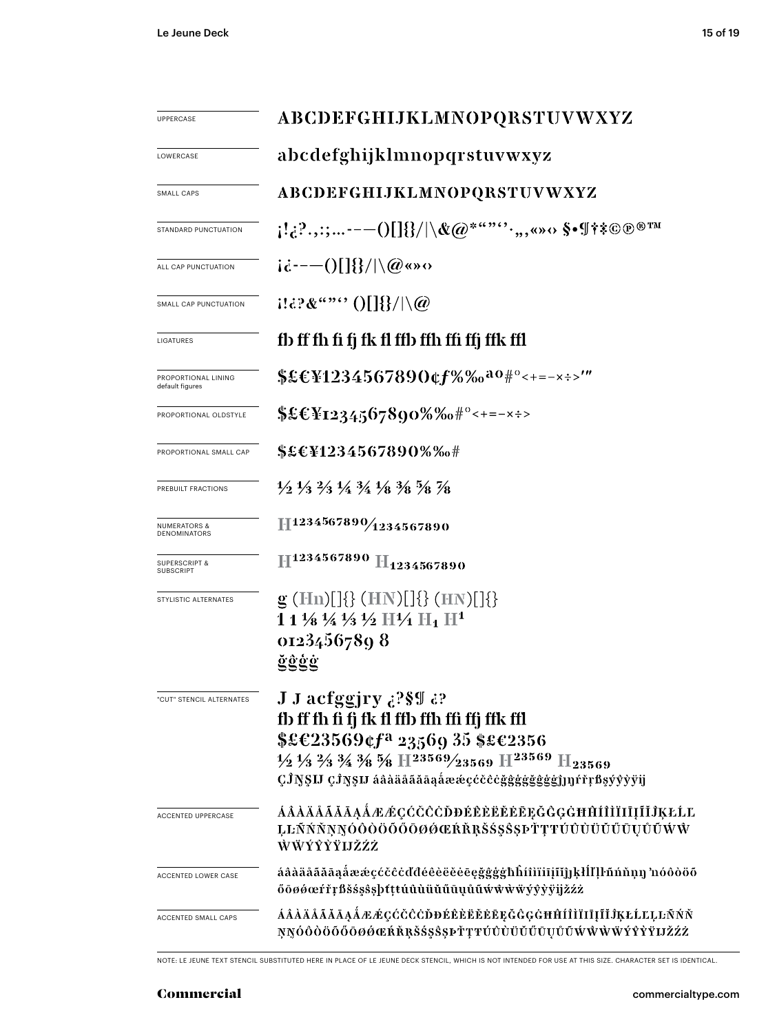| | |
|---|---|
| UPPERCASE | ABCDEFGHIJKLMNOPQRSTUVWXYZ |
| LOWERCASE | abcdefghijklmnopqrstuvwxyz |
| SMALL CAPS | ABCDEFGHIJKLMNOPQRSTUVWXYZ |
| STANDARD PUNCTUATION | ¡!¿?.,:;…-–—()[]{}/&#124;\&@*“”‘’·‚„«»‹› §•¶†‡©℗®™ |
| ALL CAP PUNCTUATION | ¡¿-–—()[]{}/&#124;\@«»‹› |
| SMALL CAP PUNCTUATION | ¡!¿?&“”‘’ ()[]{}/&#124;\@ |
| LIGATURES | fb ff fh fi fj fk fl ffb ffh ffi ffj ffk ffl |
| PROPORTIONAL LINING default figures | $£€¥1234567890¢ƒ%‰ªº#°<+=-×÷>′″ |
| PROPORTIONAL OLDSTYLE | $£€¥1234567890%‰#°<+=-×÷> |
| PROPORTIONAL SMALL CAP | $£€¥1234567890%‰# |
| PREBUILT FRACTIONS | ½ ⅓ ⅔ ¼ ¾ ⅛ ⅜ ⅝ ⅞ |
| NUMERATORS & DENOMINATORS | H1234567890⁄1234567890 |
| SUPERSCRIPT & SUBSCRIPT | H1234567890 H1234567890 |
| STYLISTIC ALTERNATES | g (Hn)[]{} (HN)[]{} (HN)[]{} 1 1 ⅛ ¼ ⅓ ½ H¼ H1 H1 0123456789 8 ğĝģġ |
| "CUT" STENCIL ALTERNATES | J J acfggjry ¿?§¶ ¿? fb ff fh fi fj fk fl ffb ffh ffi ffj ffk ffl $£€23569¢ƒª 23569 35 $£€2356 ½ ⅓ ⅔ ¾ ⅜ ⅝ H23569⁄23569 H23569 H23569 ÇĴŅŞIJ ÇĴŅŞIJ áâàäåãăāąǻæǽçćĉčċğĝģġğĝģġĵŋŕřŗßşýŷỳÿij |
| ACCENTED UPPERCASE | ÁÂÀÄÅÃĂĀĄǺÆǼÇĆĈČĊĎĐÉÊÈËĚĖĒĘĞĜĢĠĦĤÍÎÌÏĪĮĨĬĴĶŁĹĽĻĿÑŃŇŅŊÓÔÒÖÕŐŌØǾŒŔŘŖŠŚŞŜȘÞŤŢŦÚÛÙÜŬŰŪŲŮŨẂŴẀẄÝŶỲŸIJŽŹŻ |
| ACCENTED LOWER CASE | áâàäåãăāąǻæǽçćĉčċďđéêèëěėēęğĝģġħĥíîìïīįĩĭĵķłĺľļŀñńňņŋʼnóôòöõőōøǿœŕřŗßšśşŝșþťţŧúûùüŭűūųůũẃŵẁẅýŷỳÿijžźż |
| ACCENTED SMALL CAPS | ÁÂÀÄÅÃĂĀĄǺÆǼÇĆĈČĊĎĐÉÊÈËĚĖĒĘĞĜĢĠĦĤÍÎÌÏĪĮĨĬĴĶŁĹĽĻĿÑŃŇŅŊÓÔÒÖÕŐŌØǾŒŔŘŖŠŚŞŜȘÞŤŢŦÚÛÙÜŬŰŪŲŮŨẂŴẀẄÝŶỲŸIJŽŹŻ |

NOTE: LE JEUNE TEXT STENCIL SUBSTITUTED HERE IN PLACE OF LE JEUNE DECK STENCIL, WHICH IS NOT INTENDED FOR USE AT THIS SIZE. CHARACTER SET IS IDENTICAL.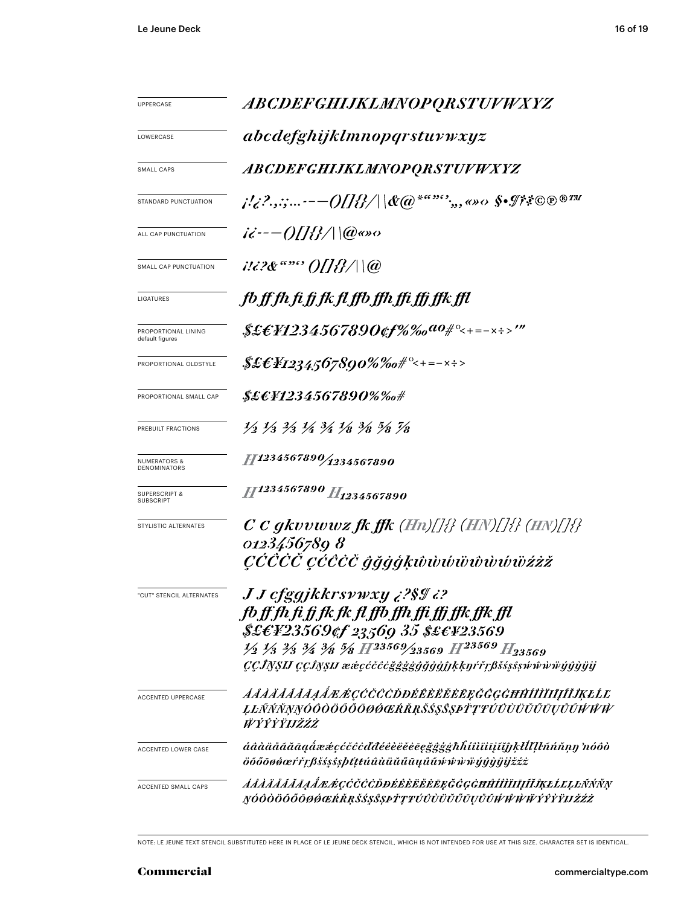| | |
|---|---|
| UPPERCASE | ABCDEFGHIJKLMNOPQRSTUVWXYZ |
| LOWERCASE | abcdefghijklmnopqrstuvwxyz |
| SMALL CAPS | ABCDEFGHIJKLMNOPQRSTUVWXYZ |
| STANDARD PUNCTUATION | ¡!¿?.,:;...·-–—()[]{}/\|\\&@*"""'',,,«»‹› §•¶†‡©℗®™ |
| ALL CAP PUNCTUATION | ¡¿-–—()[]{}/\|\\@«»‹› |
| SMALL CAP PUNCTUATION | ¡!¿?&""'' ()[]{}/\|\\@ |
| LIGATURES | fb ff fh fi fj fk fl ffb ffh ffi ffj ffk ffl |
| PROPORTIONAL LINING default figures | $£€¥1234567890¢ƒ%‰ªº#°<+=−×÷>'" |
| PROPORTIONAL OLDSTYLE | $£€¥1234567890%‰#°<+=−×÷> |
| PROPORTIONAL SMALL CAP | $£€¥1234567890%‰# |
| PREBUILT FRACTIONS | ½ ⅓ ⅔ ¼ ¾ ⅛ ⅜ ⅝ ⅞ |
| NUMERATORS & DENOMINATORS | H1234567890⁄1234567890 |
| SUPERSCRIPT & SUBSCRIPT | $H^{1234567890}$ $H_{1234567890}$ |
| STYLISTIC ALTERNATES | C C gkvvwwz fk ffk (Hn)[]{} (HN)[]{} (HN)[]{} 0123456789 8 ÇĆĈĊČ ÇĆĈĊČ ĝğġģķŵẁẃẅŵẁẃẅźżž |
| "CUT" STENCIL ALTERNATES | J J cfggjkkrsvwxy ¿?$¶ ¿? fb ff fh fi fj fk fk fl ffb ffh ffi ffj ffk ffk ffl $£€¥23569¢ƒ 23569 35 $£€¥23569 ½ ⅓ ⅔ ¾ ⅜ ⅝ H23569⁄23569 $H^{23569}$ $H_{23569}$ ÇÇĴŅŞIJ ÇÇĴŅŞIJ ææçćĉċčĝğġģĝğġģĵķķŋŕřŗßśŝşšşŵẁẃẅŷỳýÿŷỳýÿ |
| ACCENTED UPPERCASE | ÁÂÀÄÅÃĂĀĄǺÆǼÇĆČĈĊĎĐÉÊÈËĚĖĒĘĞĜĢĠĦĤÍÎÌÏĪĮĨĬĴĶŁĹĽĻĿÑŃŇŅŊÓÔÒÖÕŐŌØǾŒŔŘŖŠŚŞŜȘÞŤŢŦÚÛÙÜŬŰŪŲŮŨẂŴẀẄÝŶỲŸIJŽŹŻ |
| ACCENTED LOWER CASE | áâàäåãăāąǻæǽçćčĉċďđéêèëěėēęğĝģġħĥıíîìïīįĩĭĵķłĺľļŀñńňņŋʼnóôòöõőōøǿœŕřŗßšśşŝșþťţŧúûùüŭűūųůũẃŵẁẅýŷỳÿijžźż |
| ACCENTED SMALL CAPS | ÁÂÀÄÅÃĂĀĄǺÆǼÇĆČĈĊĎĐÉÊÈËĚĖĒĘĞĜĢĠĦĤÍÎÌÏĪĮĨĬĴĶŁĹĽĻĿÑŃŇŅŊÓÔÒÖÕŐŌØǾŒŔŘŖŠŚŞŜȘÞŤŢŦÚÛÙÜŬŰŪŲŮŨẂŴẀẄÝŶỲŸIJŽŹŻ |

NOTE: LE JEUNE TEXT STENCIL SUBSTITUTED HERE IN PLACE OF LE JEUNE DECK STENCIL, WHICH IS NOT INTENDED FOR USE AT THIS SIZE. CHARACTER SET IS IDENTICAL.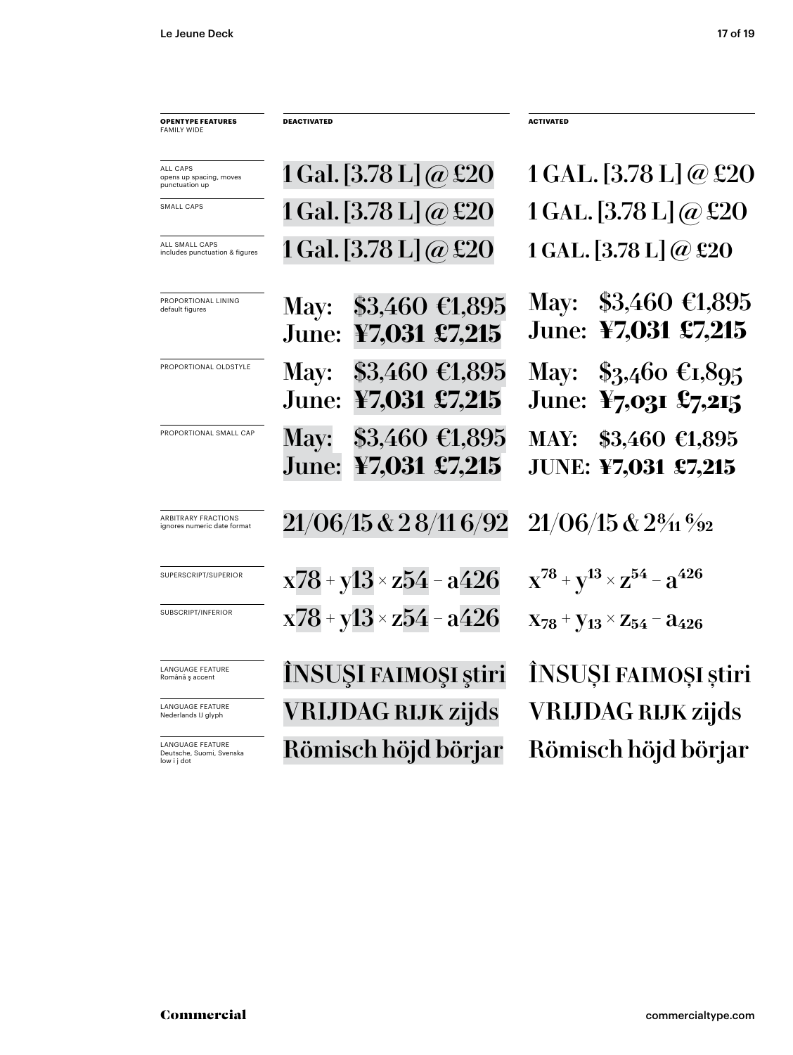| **OPENTYPE FEATURES** FAMILY WIDE | **DEACTIVATED** | **ACTIVATED** |
|---|---|---|
| ALL CAPS opens up spacing, moves punctuation up | 1 Gal. [3.78 L] @ £20 | 1 GAL. [3.78 L] @ £20 |
| SMALL CAPS | 1 Gal. [3.78 L] @ £20 | 1 GAL. [3.78 L] @ £20 |
| ALL SMALL CAPS includes punctuation & figures | 1 Gal. [3.78 L] @ £20 | 1 GAL. [3.78 L] @ £20 |
| PROPORTIONAL LINING default figures | May: $3,460 €1,895<br>June: ¥7,031 £7,215 | May: $3,460 €1,895<br>June: ¥7,031 £7,215 |
| PROPORTIONAL OLDSTYLE | May: $3,460 €1,895<br>June: ¥7,031 £7,215 | May: $3,460 €1,895<br>June: ¥7,031 £7,215 |
| PROPORTIONAL SMALL CAP | May: $3,460 €1,895<br>June: ¥7,031 £7,215 | MAY: $3,460 €1,895<br>JUNE: ¥7,031 £7,215 |
| ARBITRARY FRACTIONS ignores numeric date format | 21/06/15 & 2 8/11 6/92 | 21/06/15 & 2⁸⁄₁₁ ⁶⁄₉₂ |
| SUPERSCRIPT/SUPERIOR | x78 + y13 × z54 – a426 | $x^{78} + y^{13} \times z^{54} - a^{426}$ |
| SUBSCRIPT/INFERIOR | x78 + y13 × z54 – a426 | $x_{78} + y_{13} \times z_{54} - a_{426}$ |
| LANGUAGE FEATURE Română ş accent | ÎNSUŞI FAIMOŞI ştiri | ÎNSUȘI FAIMOȘI știri |
| LANGUAGE FEATURE Nederlands IJ glyph | VRIJDAG RIJK zijds | VRIJDAG RIJK zijds |
| LANGUAGE FEATURE Deutsche, Suomi, Svenska low i j dot | Römisch höjd börjar | Römisch höjd börjar |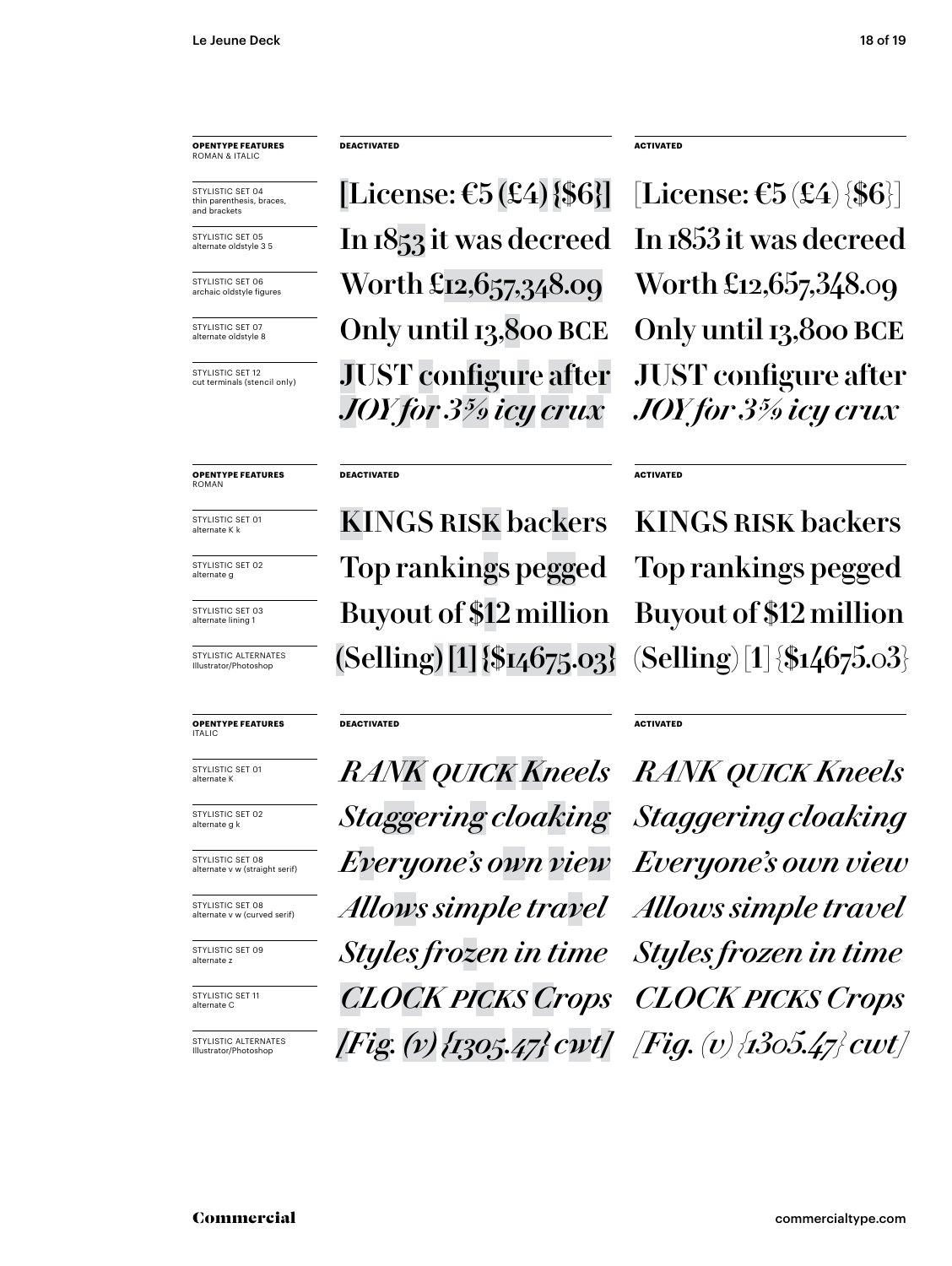| OPENTYPE FEATURES ROMAN & ITALIC | DEACTIVATED | ACTIVATED |
|---|---|---|
| STYLISTIC SET 04 thin parenthesis, braces, and brackets | [License: €5 (£4) {$6}] | [License: €5 (£4) {$6}] |
| STYLISTIC SET 05 alternate oldstyle 3 5 | In 1853 it was decreed | In 1853 it was decreed |
| STYLISTIC SET 06 archaic oldstyle figures | Worth £12,657,348.09 | Worth £12,657,348.09 |
| STYLISTIC SET 07 alternate oldstyle 8 | Only until 13,800 BCE | Only until 13,800 BCE |
| STYLISTIC SET 12 cut terminals (stencil only) | JUST configure after *JOY for 3⅝ icy crux* | JUST configure after *JOY for 3⅝ icy crux* |

| OPENTYPE FEATURES ROMAN | DEACTIVATED | ACTIVATED |
|---|---|---|
| STYLISTIC SET 01 alternate K k | KINGS RISK backers | KINGS RISK backers |
| STYLISTIC SET 02 alternate g | Top rankings pegged | Top rankings pegged |
| STYLISTIC SET 03 alternate lining 1 | Buyout of $12 million | Buyout of $12 million |
| STYLISTIC ALTERNATES Illustrator/Photoshop | (Selling) [1] {$14675.03} | (Selling) [1] {$14675.03} |

| OPENTYPE FEATURES ITALIC | DEACTIVATED | ACTIVATED |
|---|---|---|
| STYLISTIC SET 01 alternate K | *RANK QUICK Kneels* | *RANK QUICK Kneels* |
| STYLISTIC SET 02 alternate g k | *Staggering cloaking* | *Staggering cloaking* |
| STYLISTIC SET 08 alternate v w (straight serif) | *Everyone's own view* | *Everyone's own view* |
| STYLISTIC SET 08 alternate v w (curved serif) | *Allows simple travel* | *Allows simple travel* |
| STYLISTIC SET 09 alternate z | *Styles frozen in time* | *Styles frozen in time* |
| STYLISTIC SET 11 alternate C | *CLOCK PICKS Crops* | *CLOCK PICKS Crops* |
| STYLISTIC ALTERNATES Illustrator/Photoshop | *[Fig. (v) {1305.47} cwt]* | *[Fig. (v) {1305.47} cwt]* |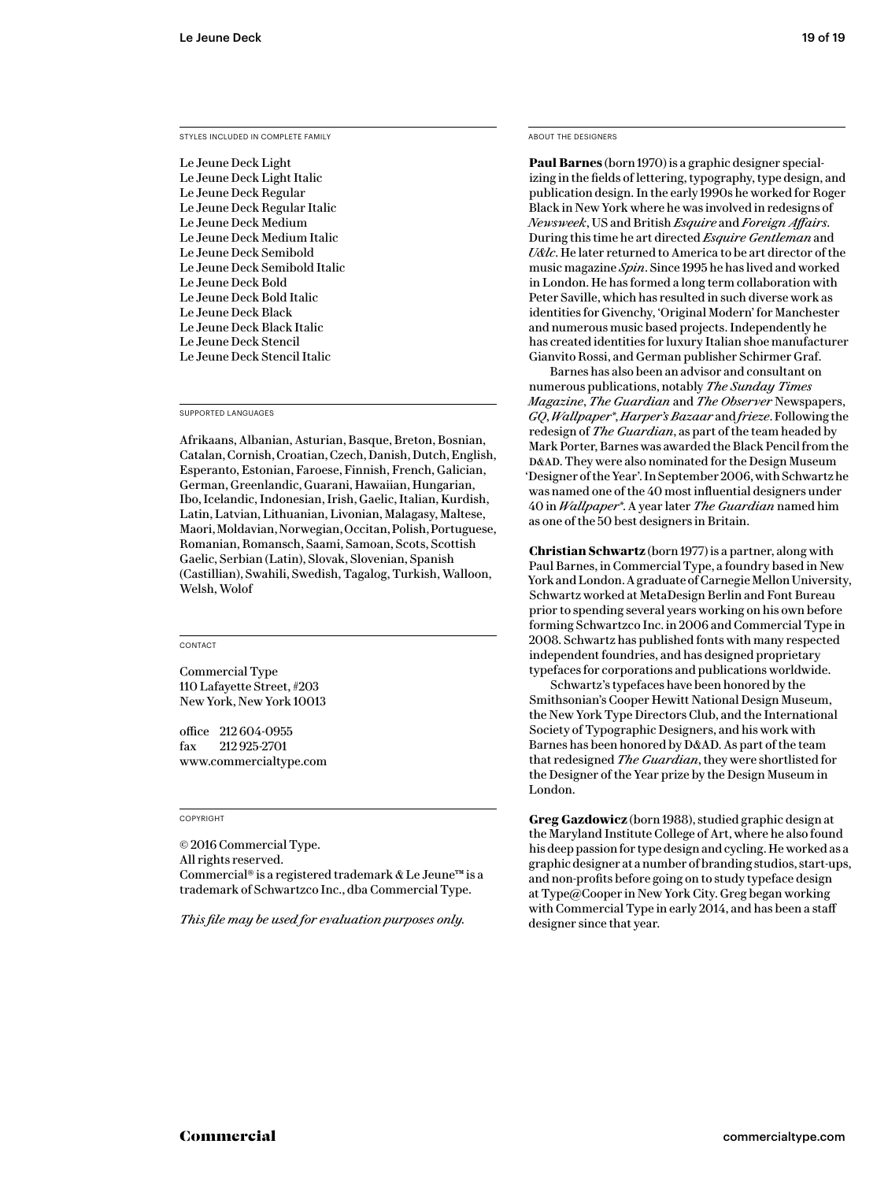## STYLES INCLUDED IN COMPLETE FAMILY

Le Jeune Deck Light
Le Jeune Deck Light Italic
Le Jeune Deck Regular
Le Jeune Deck Regular Italic
Le Jeune Deck Medium
Le Jeune Deck Medium Italic
Le Jeune Deck Semibold
Le Jeune Deck Semibold Italic
Le Jeune Deck Bold
Le Jeune Deck Bold Italic
Le Jeune Deck Black
Le Jeune Deck Black Italic
Le Jeune Deck Stencil
Le Jeune Deck Stencil Italic

## SUPPORTED LANGUAGES

Afrikaans, Albanian, Asturian, Basque, Breton, Bosnian, Catalan, Cornish, Croatian, Czech, Danish, Dutch, English, Esperanto, Estonian, Faroese, Finnish, French, Galician, German, Greenlandic, Guarani, Hawaiian, Hungarian, Ibo, Icelandic, Indonesian, Irish, Gaelic, Italian, Kurdish, Latin, Latvian, Lithuanian, Livonian, Malagasy, Maltese, Maori, Moldavian, Norwegian, Occitan, Polish, Portuguese, Romanian, Romansch, Saami, Samoan, Scots, Scottish Gaelic, Serbian (Latin), Slovak, Slovenian, Spanish (Castillian), Swahili, Swedish, Tagalog, Turkish, Walloon, Welsh, Wolof

## CONTACT

Commercial Type
110 Lafayette Street, #203
New York, New York 10013

office 212 604-0955
fax 212 925-2701
www.commercialtype.com

## COPYRIGHT

© 2016 Commercial Type.
All rights reserved.
Commercial® is a registered trademark & Le Jeune™ is a trademark of Schwartzco Inc., dba Commercial Type.

*This file may be used for evaluation purposes only.*

## ABOUT THE DESIGNERS

**Paul Barnes** (born 1970) is a graphic designer specializing in the fields of lettering, typography, type design, and publication design. In the early 1990s he worked for Roger Black in New York where he was involved in redesigns of *Newsweek*, US and British *Esquire* and *Foreign Affairs*. During this time he art directed *Esquire Gentleman* and *U&lc*. He later returned to America to be art director of the music magazine *Spin*. Since 1995 he has lived and worked in London. He has formed a long term collaboration with Peter Saville, which has resulted in such diverse work as identities for Givenchy, 'Original Modern' for Manchester and numerous music based projects. Independently he has created identities for luxury Italian shoe manufacturer Gianvito Rossi, and German publisher Schirmer Graf.

Barnes has also been an advisor and consultant on numerous publications, notably *The Sunday Times Magazine*, *The Guardian* and *The Observer* Newspapers, *GQ*, *Wallpaper**, *Harper's Bazaar* and *frieze*. Following the redesign of *The Guardian*, as part of the team headed by Mark Porter, Barnes was awarded the Black Pencil from the D&AD. They were also nominated for the Design Museum 'Designer of the Year'. In September 2006, with Schwartz he was named one of the 40 most influential designers under 40 in *Wallpaper**. A year later *The Guardian* named him as one of the 50 best designers in Britain.

**Christian Schwartz** (born 1977) is a partner, along with Paul Barnes, in Commercial Type, a foundry based in New York and London. A graduate of Carnegie Mellon University, Schwartz worked at MetaDesign Berlin and Font Bureau prior to spending several years working on his own before forming Schwartzco Inc. in 2006 and Commercial Type in 2008. Schwartz has published fonts with many respected independent foundries, and has designed proprietary typefaces for corporations and publications worldwide.

Schwartz's typefaces have been honored by the Smithsonian's Cooper Hewitt National Design Museum, the New York Type Directors Club, and the International Society of Typographic Designers, and his work with Barnes has been honored by D&AD. As part of the team that redesigned *The Guardian*, they were shortlisted for the Designer of the Year prize by the Design Museum in London.

**Greg Gazdowicz** (born 1988), studied graphic design at the Maryland Institute College of Art, where he also found his deep passion for type design and cycling. He worked as a graphic designer at a number of branding studios, start-ups, and non-profits before going on to study typeface design at Type@Cooper in New York City. Greg began working with Commercial Type in early 2014, and has been a staff designer since that year.